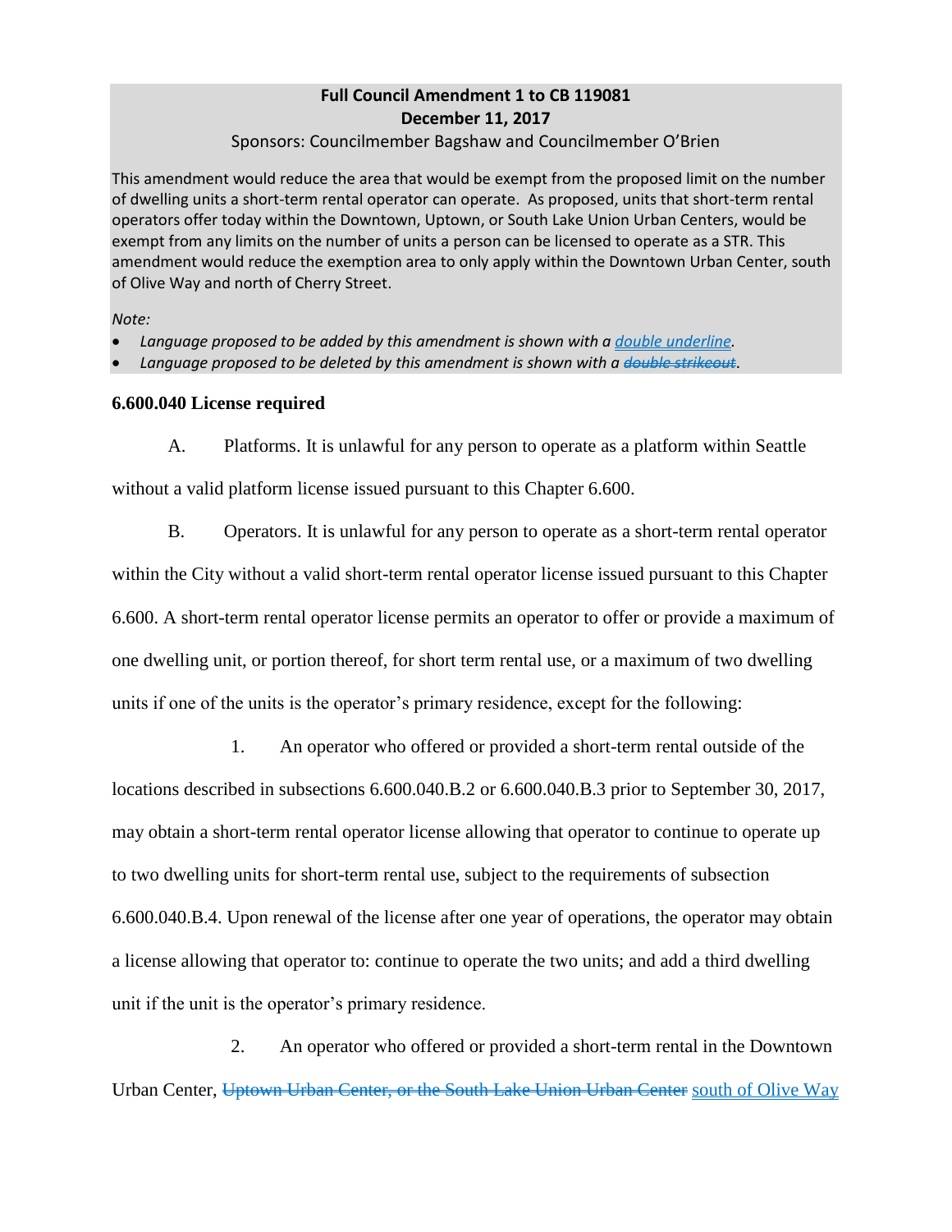**Full Council Amendment 1 to CB 119081**
**December 11, 2017**
Sponsors: Councilmember Bagshaw and Councilmember O'Brien

This amendment would reduce the area that would be exempt from the proposed limit on the number of dwelling units a short-term rental operator can operate. As proposed, units that short-term rental operators offer today within the Downtown, Uptown, or South Lake Union Urban Centers, would be exempt from any limits on the number of units a person can be licensed to operate as a STR. This amendment would reduce the exemption area to only apply within the Downtown Urban Center, south of Olive Way and north of Cherry Street.

*Note:*

- *Language proposed to be added by this amendment is shown with a <u>double underline</u>.*
- *Language proposed to be deleted by this amendment is shown with a ~~double strikeout~~.*

**6.600.040 License required**

A. Platforms. It is unlawful for any person to operate as a platform within Seattle without a valid platform license issued pursuant to this Chapter 6.600.

B. Operators. It is unlawful for any person to operate as a short-term rental operator within the City without a valid short-term rental operator license issued pursuant to this Chapter 6.600. A short-term rental operator license permits an operator to offer or provide a maximum of one dwelling unit, or portion thereof, for short term rental use, or a maximum of two dwelling units if one of the units is the operator's primary residence, except for the following:

1. An operator who offered or provided a short-term rental outside of the locations described in subsections 6.600.040.B.2 or 6.600.040.B.3 prior to September 30, 2017, may obtain a short-term rental operator license allowing that operator to continue to operate up to two dwelling units for short-term rental use, subject to the requirements of subsection 6.600.040.B.4. Upon renewal of the license after one year of operations, the operator may obtain a license allowing that operator to: continue to operate the two units; and add a third dwelling unit if the unit is the operator's primary residence.

2. An operator who offered or provided a short-term rental in the Downtown Urban Center, ~~Uptown Urban Center, or the South Lake Union Urban Center~~ <u>south of Olive Way</u>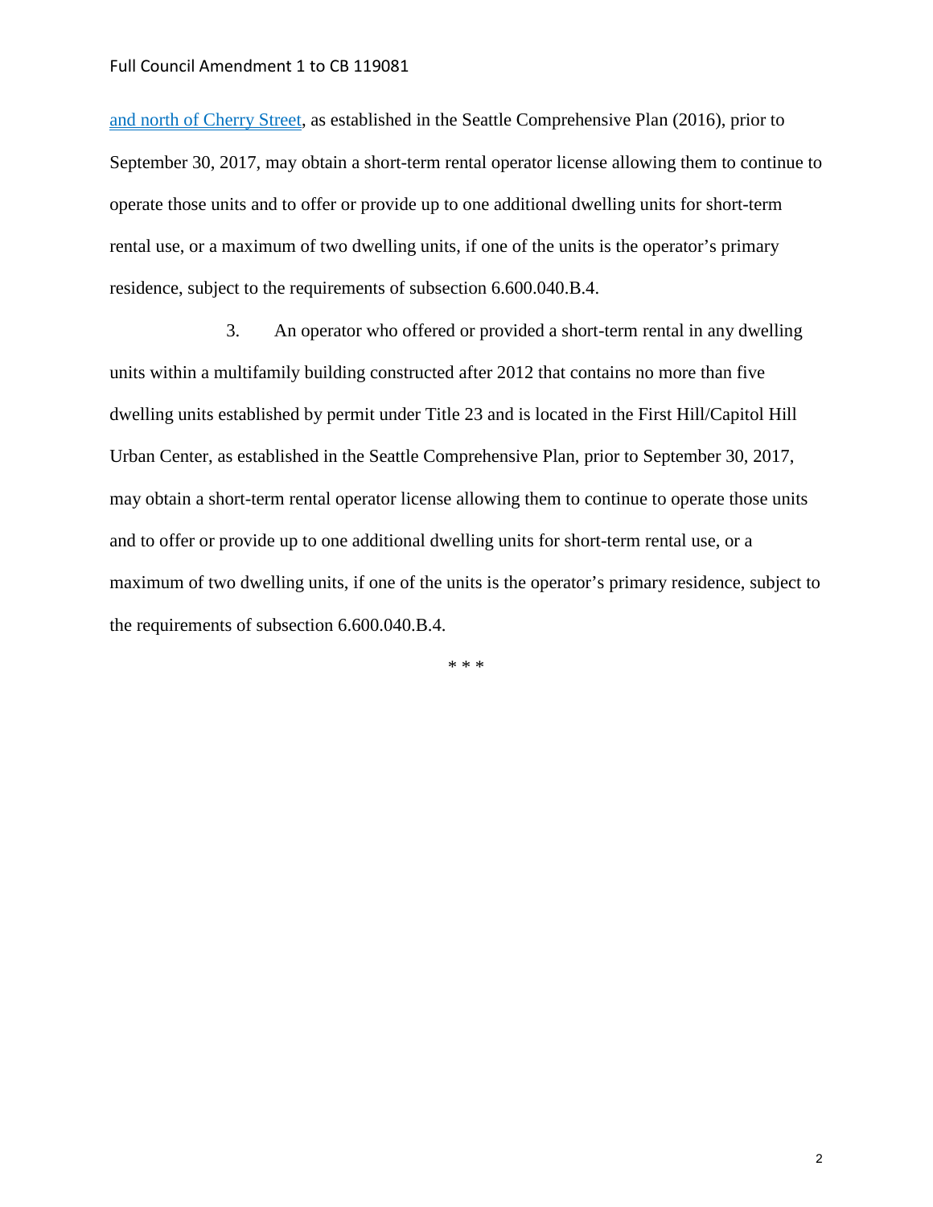and north of Cherry Street, as established in the Seattle Comprehensive Plan (2016), prior to September 30, 2017, may obtain a short-term rental operator license allowing them to continue to operate those units and to offer or provide up to one additional dwelling units for short-term rental use, or a maximum of two dwelling units, if one of the units is the operator's primary residence, subject to the requirements of subsection 6.600.040.B.4.

3. An operator who offered or provided a short-term rental in any dwelling units within a multifamily building constructed after 2012 that contains no more than five dwelling units established by permit under Title 23 and is located in the First Hill/Capitol Hill Urban Center, as established in the Seattle Comprehensive Plan, prior to September 30, 2017, may obtain a short-term rental operator license allowing them to continue to operate those units and to offer or provide up to one additional dwelling units for short-term rental use, or a maximum of two dwelling units, if one of the units is the operator's primary residence, subject to the requirements of subsection 6.600.040.B.4.

* * *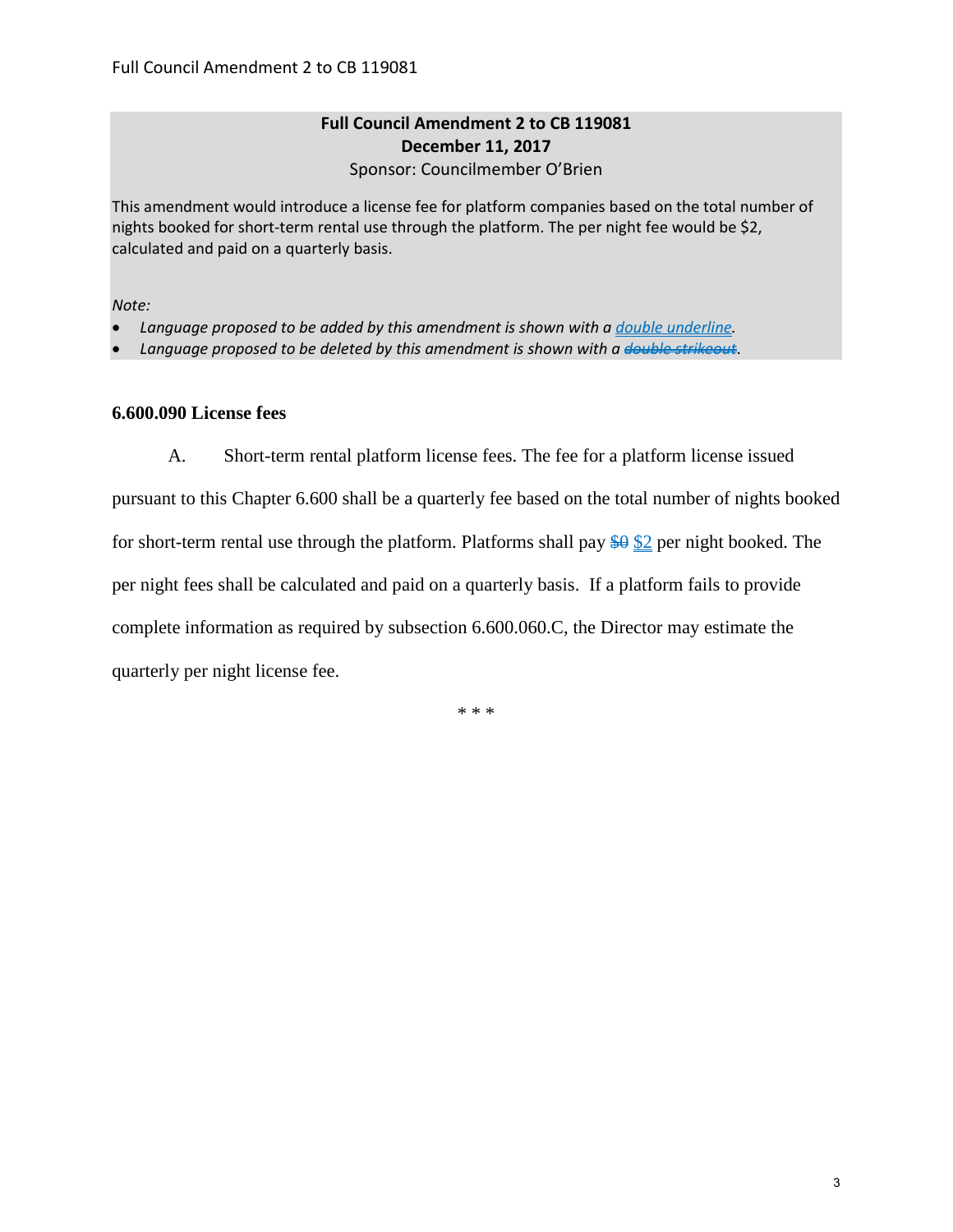## Full Council Amendment 2 to CB 119081
**December 11, 2017**
Sponsor: Councilmember O'Brien

This amendment would introduce a license fee for platform companies based on the total number of nights booked for short-term rental use through the platform. The per night fee would be $2, calculated and paid on a quarterly basis.

*Note:*

- *Language proposed to be added by this amendment is shown with a <u>double underline</u>.*
- *Language proposed to be deleted by this amendment is shown with a ~~double strikeout~~.*

### 6.600.090 License fees

A. Short-term rental platform license fees. The fee for a platform license issued pursuant to this Chapter 6.600 shall be a quarterly fee based on the total number of nights booked for short-term rental use through the platform. Platforms shall pay ~~$0~~ <u>$2</u> per night booked. The per night fees shall be calculated and paid on a quarterly basis. If a platform fails to provide complete information as required by subsection 6.600.060.C, the Director may estimate the quarterly per night license fee.

\* \* \*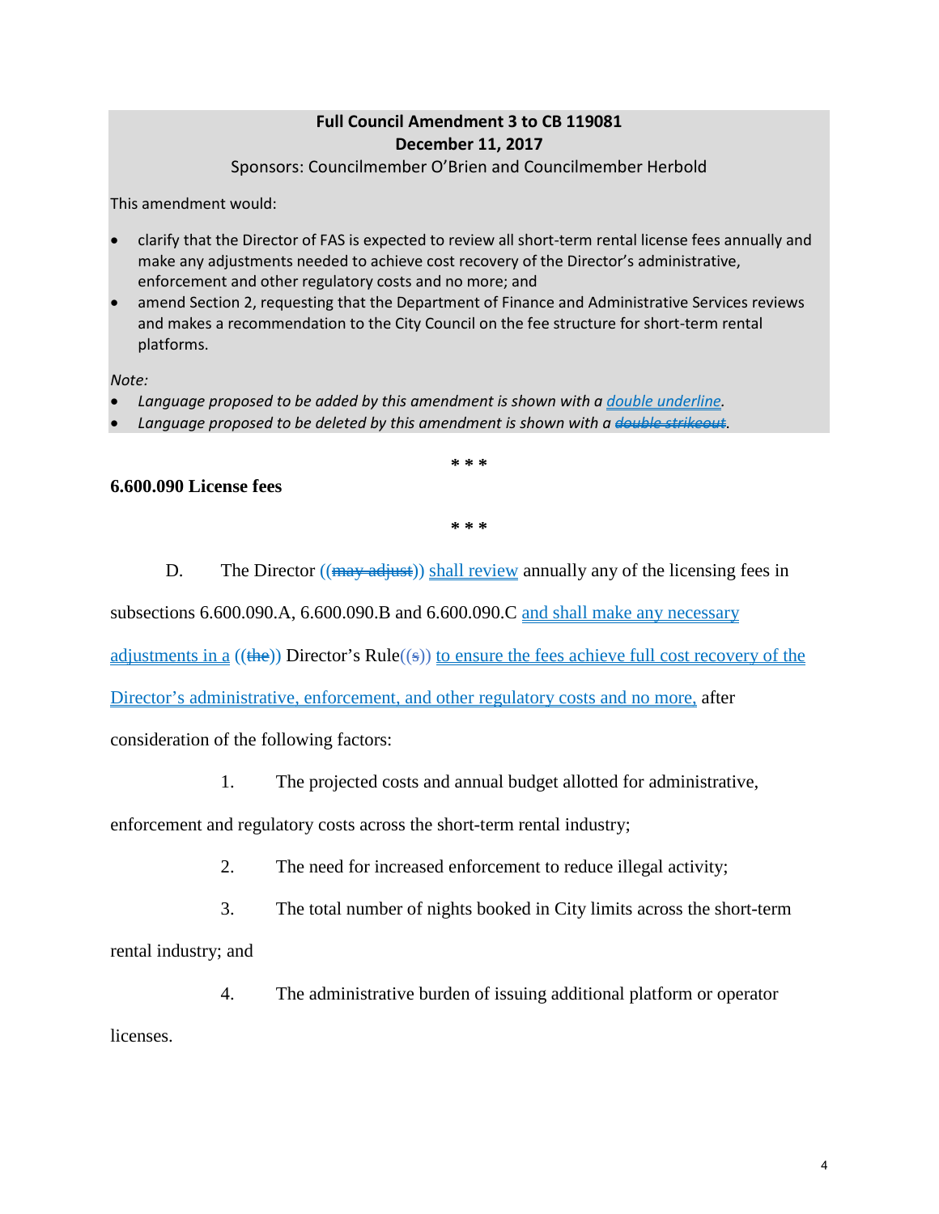**Full Council Amendment 3 to CB 119081**
**December 11, 2017**
Sponsors: Councilmember O'Brien and Councilmember Herbold

This amendment would:

- clarify that the Director of FAS is expected to review all short-term rental license fees annually and make any adjustments needed to achieve cost recovery of the Director's administrative, enforcement and other regulatory costs and no more; and
- amend Section 2, requesting that the Department of Finance and Administrative Services reviews and makes a recommendation to the City Council on the fee structure for short-term rental platforms.

*Note:*

- *Language proposed to be added by this amendment is shown with a double underline.*
- *Language proposed to be deleted by this amendment is shown with a ~~double strikeout~~.*

\* \* \*

**6.600.090 License fees**

\* \* \*

D. The Director ((~~may adjust~~)) shall review annually any of the licensing fees in subsections 6.600.090.A, 6.600.090.B and 6.600.090.C and shall make any necessary adjustments in a ((~~the~~)) Director's Rule((~~s~~)) to ensure the fees achieve full cost recovery of the Director's administrative, enforcement, and other regulatory costs and no more, after consideration of the following factors:

1. The projected costs and annual budget allotted for administrative, enforcement and regulatory costs across the short-term rental industry;

2. The need for increased enforcement to reduce illegal activity;

3. The total number of nights booked in City limits across the short-term rental industry; and

4. The administrative burden of issuing additional platform or operator licenses.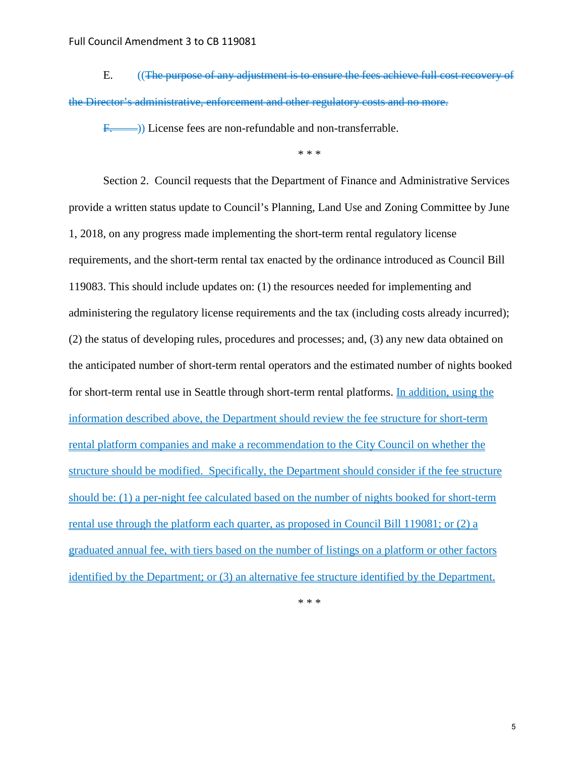E. ((~~The purpose of any adjustment is to ensure the fees achieve full cost recovery of the Director's administrative, enforcement and other regulatory costs and no more.~~

~~F.~~)) License fees are non-refundable and non-transferrable.

\* \* \*

Section 2. Council requests that the Department of Finance and Administrative Services provide a written status update to Council's Planning, Land Use and Zoning Committee by June 1, 2018, on any progress made implementing the short-term rental regulatory license requirements, and the short-term rental tax enacted by the ordinance introduced as Council Bill 119083. This should include updates on: (1) the resources needed for implementing and administering the regulatory license requirements and the tax (including costs already incurred); (2) the status of developing rules, procedures and processes; and, (3) any new data obtained on the anticipated number of short-term rental operators and the estimated number of nights booked for short-term rental use in Seattle through short-term rental platforms. <u>In addition, using the information described above, the Department should review the fee structure for short-term rental platform companies and make a recommendation to the City Council on whether the structure should be modified. Specifically, the Department should consider if the fee structure should be: (1) a per-night fee calculated based on the number of nights booked for short-term rental use through the platform each quarter, as proposed in Council Bill 119081; or (2) a graduated annual fee, with tiers based on the number of listings on a platform or other factors identified by the Department; or (3) an alternative fee structure identified by the Department.</u>

\* \* \*